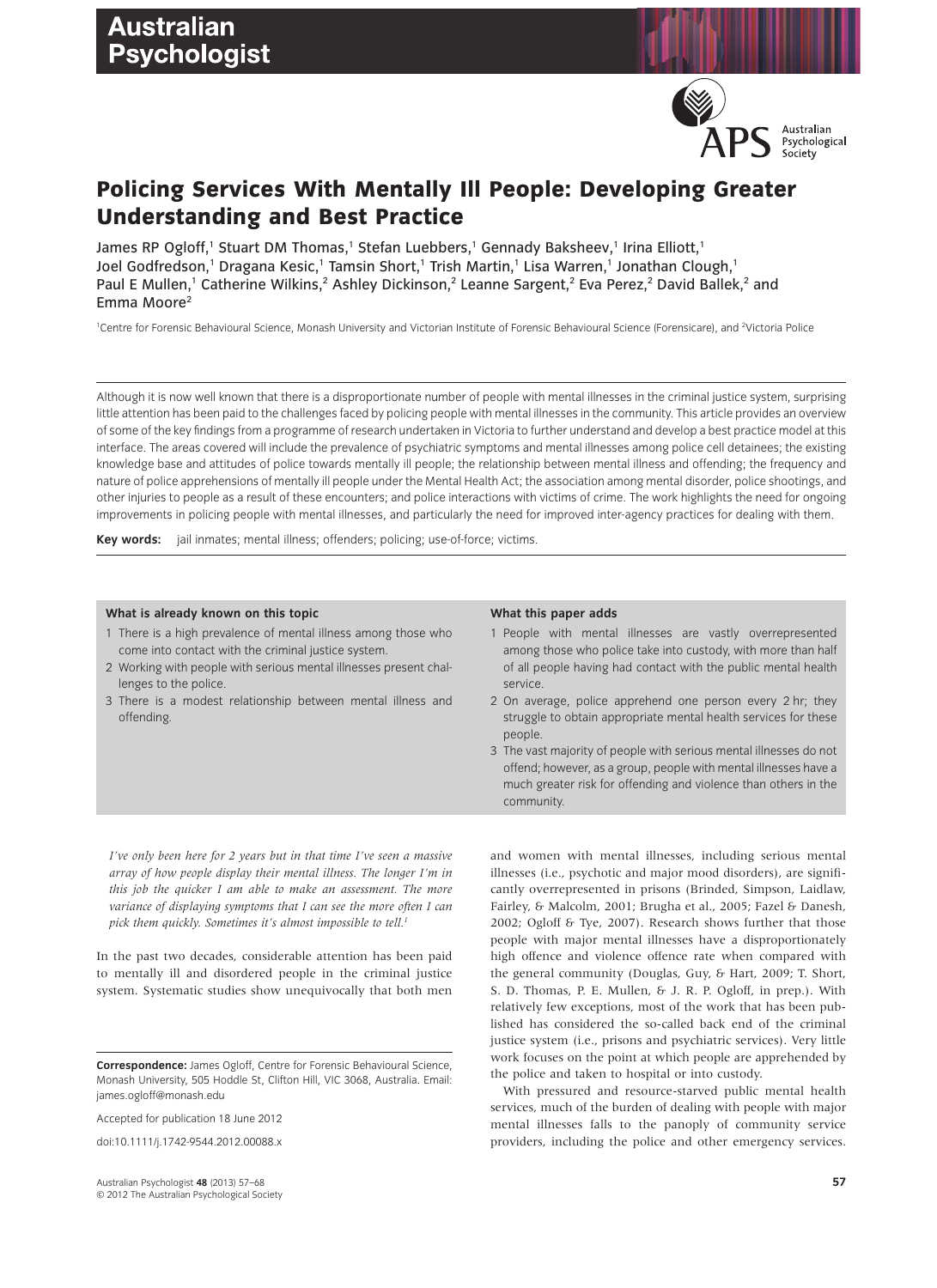# Policing Services With Mentally Ill People: Developing Greater Understanding and Best Practice

James RP Ogloff,[1] Stuart DM Thomas,[1] Stefan Luebbers,[1] Gennady Baksheev,[1] Irina Elliott,[1] Joel Godfredson,[1] Dragana Kesic,[1] Tamsin Short,[1] Trish Martin,[1] Lisa Warren,[1] Jonathan Clough,[1] Paul E Mullen,[1] Catherine Wilkins,[2] Ashley Dickinson,[2] Leanne Sargent,[2] Eva Perez,[2] David Ballek,[2] and Emma Moore[2]

[1]Centre for Forensic Behavioural Science, Monash University and Victorian Institute of Forensic Behavioural Science (Forensicare), and [2]Victoria Police

Although it is now well known that there is a disproportionate number of people with mental illnesses in the criminal justice system, surprising little attention has been paid to the challenges faced by policing people with mental illnesses in the community. This article provides an overview of some of the key findings from a programme of research undertaken in Victoria to further understand and develop a best practice model at this interface. The areas covered will include the prevalence of psychiatric symptoms and mental illnesses among police cell detainees; the existing knowledge base and attitudes of police towards mentally ill people; the relationship between mental illness and offending; the frequency and nature of police apprehensions of mentally ill people under the Mental Health Act; the association among mental disorder, police shootings, and other injuries to people as a result of these encounters; and police interactions with victims of crime. The work highlights the need for ongoing improvements in policing people with mental illnesses, and particularly the need for improved inter-agency practices for dealing with them.

**Key words:** jail inmates; mental illness; offenders; policing; use-of-force; victims.

**What is already known on this topic**

1. There is a high prevalence of mental illness among those who come into contact with the criminal justice system.
2. Working with people with serious mental illnesses present challenges to the police.
3. There is a modest relationship between mental illness and offending.

**What this paper adds**

1. People with mental illnesses are vastly overrepresented among those who police take into custody, with more than half of all people having had contact with the public mental health service.
2. On average, police apprehend one person every 2 hr; they struggle to obtain appropriate mental health services for these people.
3. The vast majority of people with serious mental illnesses do not offend; however, as a group, people with mental illnesses have a much greater risk for offending and violence than others in the community.

*I've only been here for 2 years but in that time I've seen a massive array of how people display their mental illness. The longer I'm in this job the quicker I am able to make an assessment. The more variance of displaying symptoms that I can see the more often I can pick them quickly. Sometimes it's almost impossible to tell.*[1]

In the past two decades, considerable attention has been paid to mentally ill and disordered people in the criminal justice system. Systematic studies show unequivocally that both men and women with mental illnesses, including serious mental illnesses (i.e., psychotic and major mood disorders), are significantly overrepresented in prisons (Brinded, Simpson, Laidlaw, Fairley, & Malcolm, 2001; Brugha et al., 2005; Fazel & Danesh, 2002; Ogloff & Tye, 2007). Research shows further that those people with major mental illnesses have a disproportionately high offence and violence offence rate when compared with the general community (Douglas, Guy, & Hart, 2009; T. Short, S. D. Thomas, P. E. Mullen, & J. R. P. Ogloff, in prep.). With relatively few exceptions, most of the work that has been published has considered the so-called back end of the criminal justice system (i.e., prisons and psychiatric services). Very little work focuses on the point at which people are apprehended by the police and taken to hospital or into custody.

With pressured and resource-starved public mental health services, much of the burden of dealing with people with major mental illnesses falls to the panoply of community service providers, including the police and other emergency services.

**Correspondence:** James Ogloff, Centre for Forensic Behavioural Science, Monash University, 505 Hoddle St, Clifton Hill, VIC 3068, Australia. Email: james.ogloff@monash.edu

Accepted for publication 18 June 2012

doi:10.1111/j.1742-9544.2012.00088.x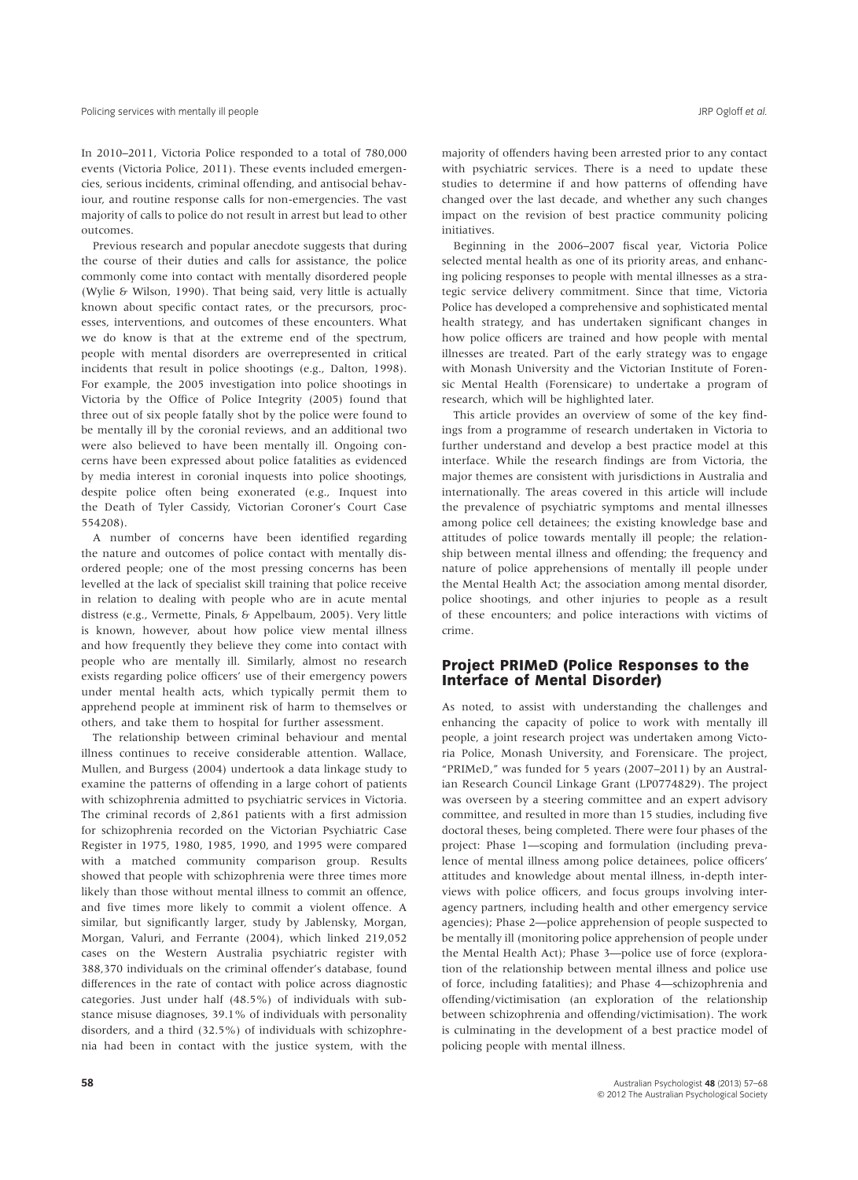In 2010–2011, Victoria Police responded to a total of 780,000 events (Victoria Police, 2011). These events included emergencies, serious incidents, criminal offending, and antisocial behaviour, and routine response calls for non-emergencies. The vast majority of calls to police do not result in arrest but lead to other outcomes.

Previous research and popular anecdote suggests that during the course of their duties and calls for assistance, the police commonly come into contact with mentally disordered people (Wylie & Wilson, 1990). That being said, very little is actually known about specific contact rates, or the precursors, processes, interventions, and outcomes of these encounters. What we do know is that at the extreme end of the spectrum, people with mental disorders are overrepresented in critical incidents that result in police shootings (e.g., Dalton, 1998). For example, the 2005 investigation into police shootings in Victoria by the Office of Police Integrity (2005) found that three out of six people fatally shot by the police were found to be mentally ill by the coronial reviews, and an additional two were also believed to have been mentally ill. Ongoing concerns have been expressed about police fatalities as evidenced by media interest in coronial inquests into police shootings, despite police often being exonerated (e.g., Inquest into the Death of Tyler Cassidy, Victorian Coroner's Court Case 554208).

A number of concerns have been identified regarding the nature and outcomes of police contact with mentally disordered people; one of the most pressing concerns has been levelled at the lack of specialist skill training that police receive in relation to dealing with people who are in acute mental distress (e.g., Vermette, Pinals, & Appelbaum, 2005). Very little is known, however, about how police view mental illness and how frequently they believe they come into contact with people who are mentally ill. Similarly, almost no research exists regarding police officers' use of their emergency powers under mental health acts, which typically permit them to apprehend people at imminent risk of harm to themselves or others, and take them to hospital for further assessment.

The relationship between criminal behaviour and mental illness continues to receive considerable attention. Wallace, Mullen, and Burgess (2004) undertook a data linkage study to examine the patterns of offending in a large cohort of patients with schizophrenia admitted to psychiatric services in Victoria. The criminal records of 2,861 patients with a first admission for schizophrenia recorded on the Victorian Psychiatric Case Register in 1975, 1980, 1985, 1990, and 1995 were compared with a matched community comparison group. Results showed that people with schizophrenia were three times more likely than those without mental illness to commit an offence, and five times more likely to commit a violent offence. A similar, but significantly larger, study by Jablensky, Morgan, Morgan, Valuri, and Ferrante (2004), which linked 219,052 cases on the Western Australia psychiatric register with 388,370 individuals on the criminal offender's database, found differences in the rate of contact with police across diagnostic categories. Just under half (48.5%) of individuals with substance misuse diagnoses, 39.1% of individuals with personality disorders, and a third (32.5%) of individuals with schizophrenia had been in contact with the justice system, with the majority of offenders having been arrested prior to any contact with psychiatric services. There is a need to update these studies to determine if and how patterns of offending have changed over the last decade, and whether any such changes impact on the revision of best practice community policing initiatives.

Beginning in the 2006–2007 fiscal year, Victoria Police selected mental health as one of its priority areas, and enhancing policing responses to people with mental illnesses as a strategic service delivery commitment. Since that time, Victoria Police has developed a comprehensive and sophisticated mental health strategy, and has undertaken significant changes in how police officers are trained and how people with mental illnesses are treated. Part of the early strategy was to engage with Monash University and the Victorian Institute of Forensic Mental Health (Forensicare) to undertake a program of research, which will be highlighted later.

This article provides an overview of some of the key findings from a programme of research undertaken in Victoria to further understand and develop a best practice model at this interface. While the research findings are from Victoria, the major themes are consistent with jurisdictions in Australia and internationally. The areas covered in this article will include the prevalence of psychiatric symptoms and mental illnesses among police cell detainees; the existing knowledge base and attitudes of police towards mentally ill people; the relationship between mental illness and offending; the frequency and nature of police apprehensions of mentally ill people under the Mental Health Act; the association among mental disorder, police shootings, and other injuries to people as a result of these encounters; and police interactions with victims of crime.

## Project PRIMeD (Police Responses to the Interface of Mental Disorder)

As noted, to assist with understanding the challenges and enhancing the capacity of police to work with mentally ill people, a joint research project was undertaken among Victoria Police, Monash University, and Forensicare. The project, "PRIMeD," was funded for 5 years (2007–2011) by an Australian Research Council Linkage Grant (LP0774829). The project was overseen by a steering committee and an expert advisory committee, and resulted in more than 15 studies, including five doctoral theses, being completed. There were four phases of the project: Phase 1—scoping and formulation (including prevalence of mental illness among police detainees, police officers' attitudes and knowledge about mental illness, in-depth interviews with police officers, and focus groups involving interagency partners, including health and other emergency service agencies); Phase 2—police apprehension of people suspected to be mentally ill (monitoring police apprehension of people under the Mental Health Act); Phase 3—police use of force (exploration of the relationship between mental illness and police use of force, including fatalities); and Phase 4—schizophrenia and offending/victimisation (an exploration of the relationship between schizophrenia and offending/victimisation). The work is culminating in the development of a best practice model of policing people with mental illness.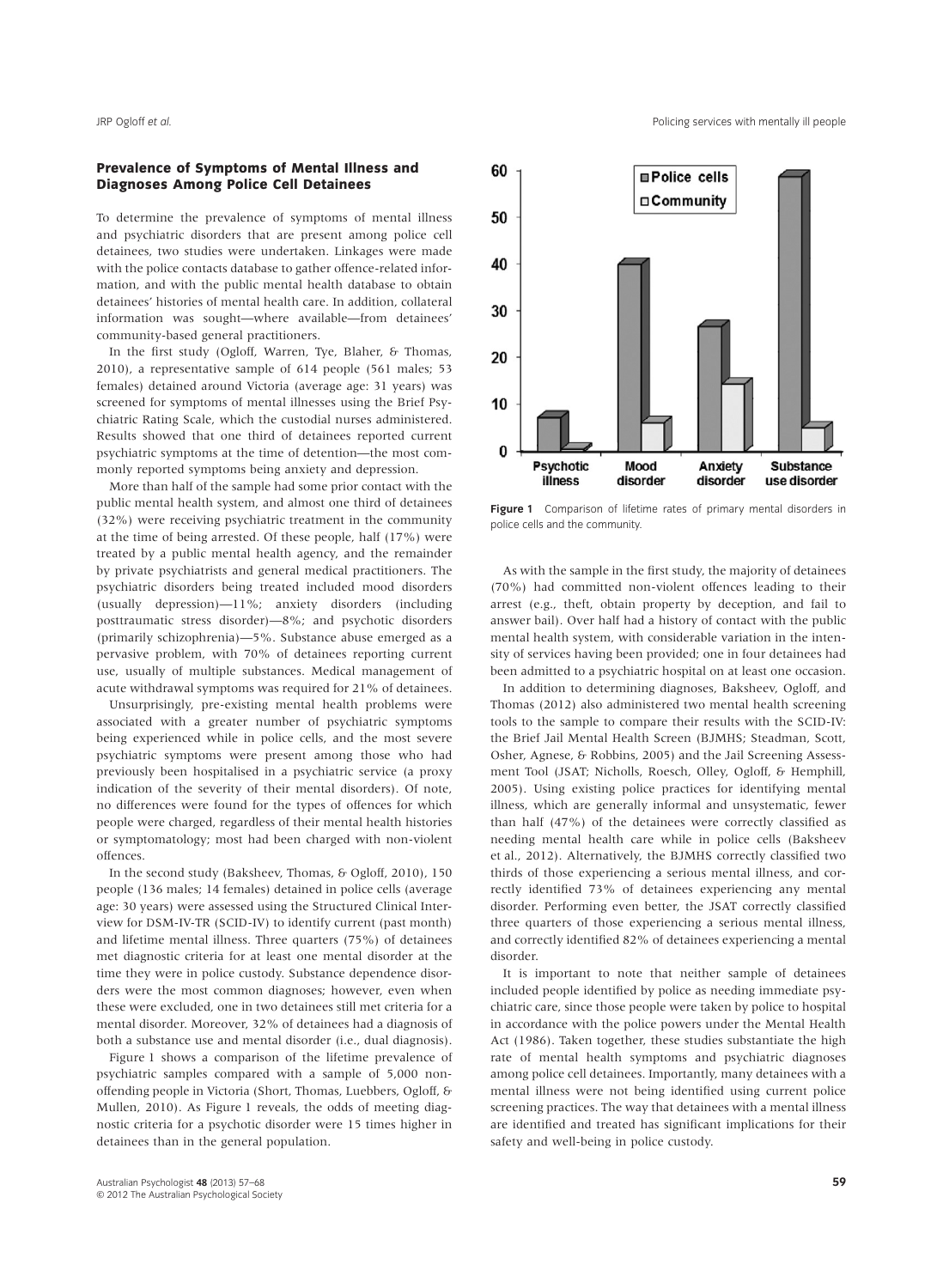## Prevalence of Symptoms of Mental Illness and Diagnoses Among Police Cell Detainees

To determine the prevalence of symptoms of mental illness and psychiatric disorders that are present among police cell detainees, two studies were undertaken. Linkages were made with the police contacts database to gather offence-related information, and with the public mental health database to obtain detainees' histories of mental health care. In addition, collateral information was sought—where available—from detainees' community-based general practitioners.

In the first study (Ogloff, Warren, Tye, Blaher, & Thomas, 2010), a representative sample of 614 people (561 males; 53 females) detained around Victoria (average age: 31 years) was screened for symptoms of mental illnesses using the Brief Psychiatric Rating Scale, which the custodial nurses administered. Results showed that one third of detainees reported current psychiatric symptoms at the time of detention—the most commonly reported symptoms being anxiety and depression.

More than half of the sample had some prior contact with the public mental health system, and almost one third of detainees (32%) were receiving psychiatric treatment in the community at the time of being arrested. Of these people, half (17%) were treated by a public mental health agency, and the remainder by private psychiatrists and general medical practitioners. The psychiatric disorders being treated included mood disorders (usually depression)—11%; anxiety disorders (including posttraumatic stress disorder)—8%; and psychotic disorders (primarily schizophrenia)—5%. Substance abuse emerged as a pervasive problem, with 70% of detainees reporting current use, usually of multiple substances. Medical management of acute withdrawal symptoms was required for 21% of detainees.

Unsurprisingly, pre-existing mental health problems were associated with a greater number of psychiatric symptoms being experienced while in police cells, and the most severe psychiatric symptoms were present among those who had previously been hospitalised in a psychiatric service (a proxy indication of the severity of their mental disorders). Of note, no differences were found for the types of offences for which people were charged, regardless of their mental health histories or symptomatology; most had been charged with non-violent offences.

In the second study (Baksheev, Thomas, & Ogloff, 2010), 150 people (136 males; 14 females) detained in police cells (average age: 30 years) were assessed using the Structured Clinical Interview for DSM-IV-TR (SCID-IV) to identify current (past month) and lifetime mental illness. Three quarters (75%) of detainees met diagnostic criteria for at least one mental disorder at the time they were in police custody. Substance dependence disorders were the most common diagnoses; however, even when these were excluded, one in two detainees still met criteria for a mental disorder. Moreover, 32% of detainees had a diagnosis of both a substance use and mental disorder (i.e., dual diagnosis).

Figure 1 shows a comparison of the lifetime prevalence of psychiatric samples compared with a sample of 5,000 non-offending people in Victoria (Short, Thomas, Luebbers, Ogloff, & Mullen, 2010). As Figure 1 reveals, the odds of meeting diagnostic criteria for a psychotic disorder were 15 times higher in detainees than in the general population.

**Figure 1** Comparison of lifetime rates of primary mental disorders in police cells and the community.

As with the sample in the first study, the majority of detainees (70%) had committed non-violent offences leading to their arrest (e.g., theft, obtain property by deception, and fail to answer bail). Over half had a history of contact with the public mental health system, with considerable variation in the intensity of services having been provided; one in four detainees had been admitted to a psychiatric hospital on at least one occasion.

In addition to determining diagnoses, Baksheev, Ogloff, and Thomas (2012) also administered two mental health screening tools to the sample to compare their results with the SCID-IV: the Brief Jail Mental Health Screen (BJMHS; Steadman, Scott, Osher, Agnese, & Robbins, 2005) and the Jail Screening Assessment Tool (JSAT; Nicholls, Roesch, Olley, Ogloff, & Hemphill, 2005). Using existing police practices for identifying mental illness, which are generally informal and unsystematic, fewer than half (47%) of the detainees were correctly classified as needing mental health care while in police cells (Baksheev et al., 2012). Alternatively, the BJMHS correctly classified two thirds of those experiencing a serious mental illness, and correctly identified 73% of detainees experiencing any mental disorder. Performing even better, the JSAT correctly classified three quarters of those experiencing a serious mental illness, and correctly identified 82% of detainees experiencing a mental disorder.

It is important to note that neither sample of detainees included people identified by police as needing immediate psychiatric care, since those people were taken by police to hospital in accordance with the police powers under the Mental Health Act (1986). Taken together, these studies substantiate the high rate of mental health symptoms and psychiatric diagnoses among police cell detainees. Importantly, many detainees with a mental illness were not being identified using current police screening practices. The way that detainees with a mental illness are identified and treated has significant implications for their safety and well-being in police custody.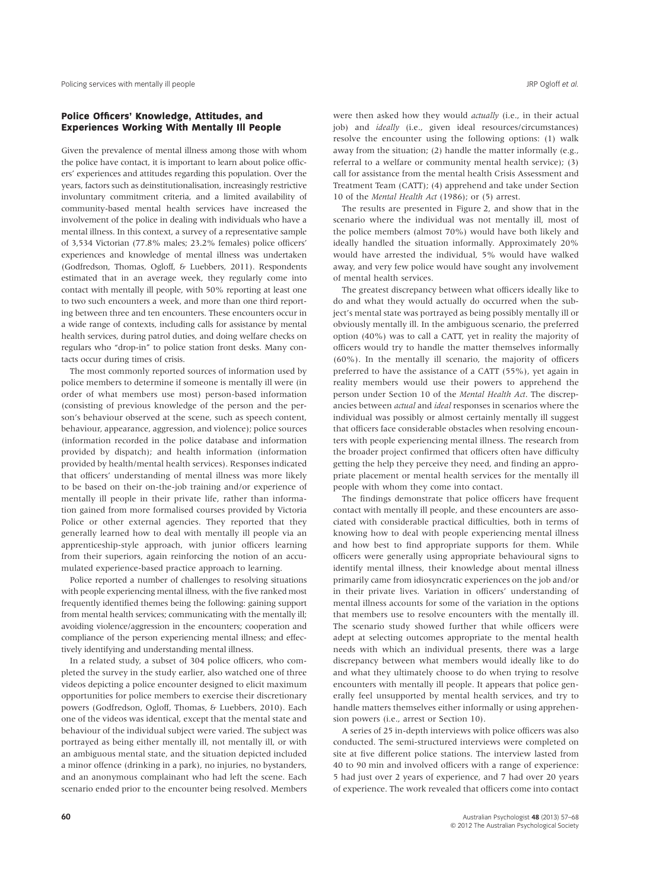## Police Officers' Knowledge, Attitudes, and Experiences Working With Mentally Ill People

Given the prevalence of mental illness among those with whom the police have contact, it is important to learn about police officers' experiences and attitudes regarding this population. Over the years, factors such as deinstitutionalisation, increasingly restrictive involuntary commitment criteria, and a limited availability of community-based mental health services have increased the involvement of the police in dealing with individuals who have a mental illness. In this context, a survey of a representative sample of 3,534 Victorian (77.8% males; 23.2% females) police officers' experiences and knowledge of mental illness was undertaken (Godfredson, Thomas, Ogloff, & Luebbers, 2011). Respondents estimated that in an average week, they regularly come into contact with mentally ill people, with 50% reporting at least one to two such encounters a week, and more than one third reporting between three and ten encounters. These encounters occur in a wide range of contexts, including calls for assistance by mental health services, during patrol duties, and doing welfare checks on regulars who "drop-in" to police station front desks. Many contacts occur during times of crisis.

The most commonly reported sources of information used by police members to determine if someone is mentally ill were (in order of what members use most) person-based information (consisting of previous knowledge of the person and the person's behaviour observed at the scene, such as speech content, behaviour, appearance, aggression, and violence); police sources (information recorded in the police database and information provided by dispatch); and health information (information provided by health/mental health services). Responses indicated that officers' understanding of mental illness was more likely to be based on their on-the-job training and/or experience of mentally ill people in their private life, rather than information gained from more formalised courses provided by Victoria Police or other external agencies. They reported that they generally learned how to deal with mentally ill people via an apprenticeship-style approach, with junior officers learning from their superiors, again reinforcing the notion of an accumulated experience-based practice approach to learning.

Police reported a number of challenges to resolving situations with people experiencing mental illness, with the five ranked most frequently identified themes being the following: gaining support from mental health services; communicating with the mentally ill; avoiding violence/aggression in the encounters; cooperation and compliance of the person experiencing mental illness; and effectively identifying and understanding mental illness.

In a related study, a subset of 304 police officers, who completed the survey in the study earlier, also watched one of three videos depicting a police encounter designed to elicit maximum opportunities for police members to exercise their discretionary powers (Godfredson, Ogloff, Thomas, & Luebbers, 2010). Each one of the videos was identical, except that the mental state and behaviour of the individual subject were varied. The subject was portrayed as being either mentally ill, not mentally ill, or with an ambiguous mental state, and the situation depicted included a minor offence (drinking in a park), no injuries, no bystanders, and an anonymous complainant who had left the scene. Each scenario ended prior to the encounter being resolved. Members were then asked how they would *actually* (i.e., in their actual job) and *ideally* (i.e., given ideal resources/circumstances) resolve the encounter using the following options: (1) walk away from the situation; (2) handle the matter informally (e.g., referral to a welfare or community mental health service); (3) call for assistance from the mental health Crisis Assessment and Treatment Team (CATT); (4) apprehend and take under Section 10 of the *Mental Health Act* (1986); or (5) arrest.

The results are presented in Figure 2, and show that in the scenario where the individual was not mentally ill, most of the police members (almost 70%) would have both likely and ideally handled the situation informally. Approximately 20% would have arrested the individual, 5% would have walked away, and very few police would have sought any involvement of mental health services.

The greatest discrepancy between what officers ideally like to do and what they would actually do occurred when the subject's mental state was portrayed as being possibly mentally ill or obviously mentally ill. In the ambiguous scenario, the preferred option (40%) was to call a CATT, yet in reality the majority of officers would try to handle the matter themselves informally (60%). In the mentally ill scenario, the majority of officers preferred to have the assistance of a CATT (55%), yet again in reality members would use their powers to apprehend the person under Section 10 of the *Mental Health Act*. The discrepancies between *actual* and *ideal* responses in scenarios where the individual was possibly or almost certainly mentally ill suggest that officers face considerable obstacles when resolving encounters with people experiencing mental illness. The research from the broader project confirmed that officers often have difficulty getting the help they perceive they need, and finding an appropriate placement or mental health services for the mentally ill people with whom they come into contact.

The findings demonstrate that police officers have frequent contact with mentally ill people, and these encounters are associated with considerable practical difficulties, both in terms of knowing how to deal with people experiencing mental illness and how best to find appropriate supports for them. While officers were generally using appropriate behavioural signs to identify mental illness, their knowledge about mental illness primarily came from idiosyncratic experiences on the job and/or in their private lives. Variation in officers' understanding of mental illness accounts for some of the variation in the options that members use to resolve encounters with the mentally ill. The scenario study showed further that while officers were adept at selecting outcomes appropriate to the mental health needs with which an individual presents, there was a large discrepancy between what members would ideally like to do and what they ultimately choose to do when trying to resolve encounters with mentally ill people. It appears that police generally feel unsupported by mental health services, and try to handle matters themselves either informally or using apprehension powers (i.e., arrest or Section 10).

A series of 25 in-depth interviews with police officers was also conducted. The semi-structured interviews were completed on site at five different police stations. The interview lasted from 40 to 90 min and involved officers with a range of experience: 5 had just over 2 years of experience, and 7 had over 20 years of experience. The work revealed that officers come into contact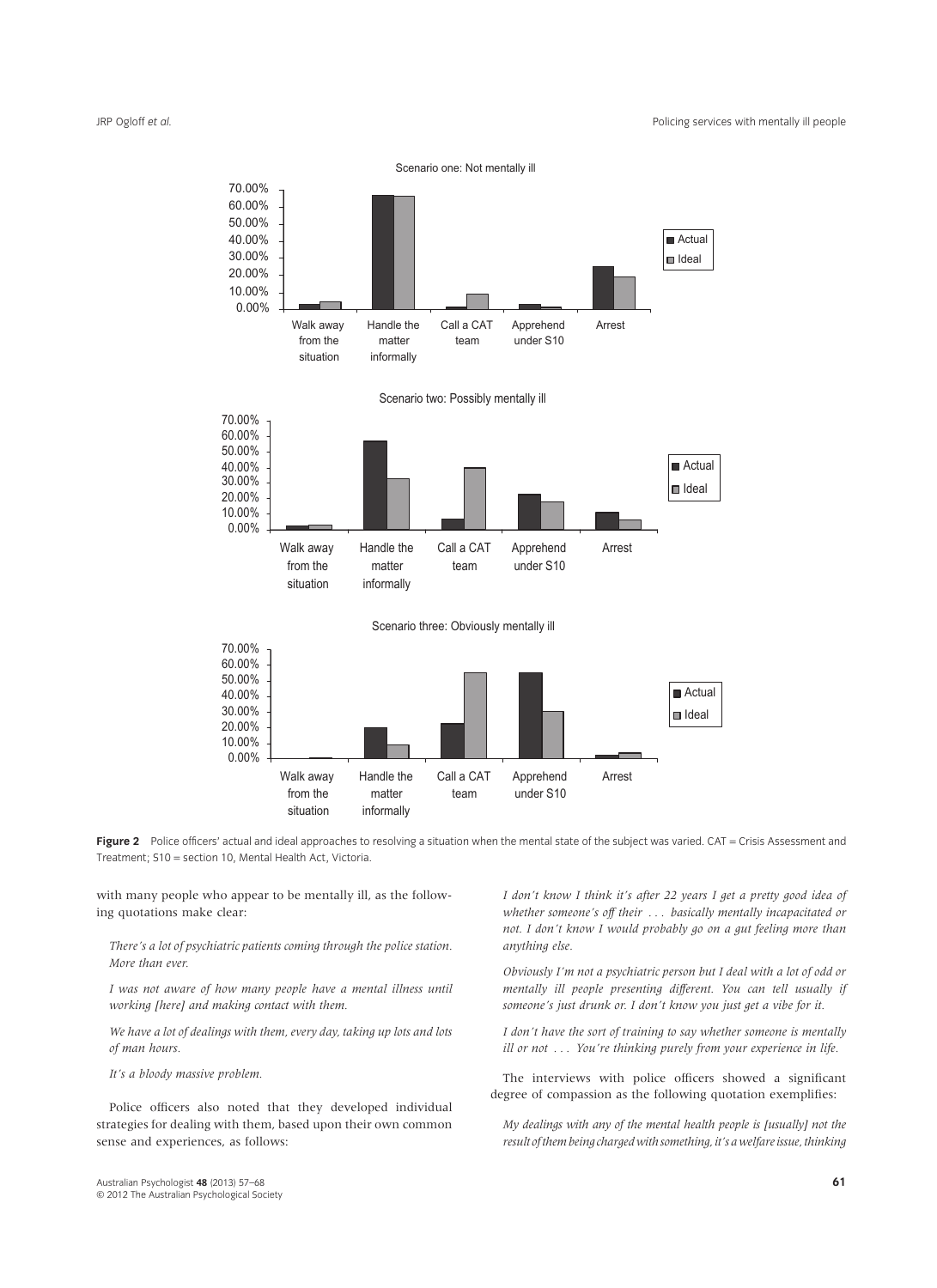**Figure 2** Police officers' actual and ideal approaches to resolving a situation when the mental state of the subject was varied. CAT = Crisis Assessment and Treatment; S10 = section 10, Mental Health Act, Victoria.

with many people who appear to be mentally ill, as the following quotations make clear:

*There's a lot of psychiatric patients coming through the police station. More than ever.*

*I was not aware of how many people have a mental illness until working [here] and making contact with them.*

*We have a lot of dealings with them, every day, taking up lots and lots of man hours.*

*It's a bloody massive problem.*

Police officers also noted that they developed individual strategies for dealing with them, based upon their own common sense and experiences, as follows:

*I don't know I think it's after 22 years I get a pretty good idea of whether someone's off their . . . basically mentally incapacitated or not. I don't know I would probably go on a gut feeling more than anything else.*

*Obviously I'm not a psychiatric person but I deal with a lot of odd or mentally ill people presenting different. You can tell usually if someone's just drunk or. I don't know you just get a vibe for it.*

*I don't have the sort of training to say whether someone is mentally ill or not . . . You're thinking purely from your experience in life.*

The interviews with police officers showed a significant degree of compassion as the following quotation exemplifies:

*My dealings with any of the mental health people is [usually] not the result of them being charged with something, it's a welfare issue, thinking*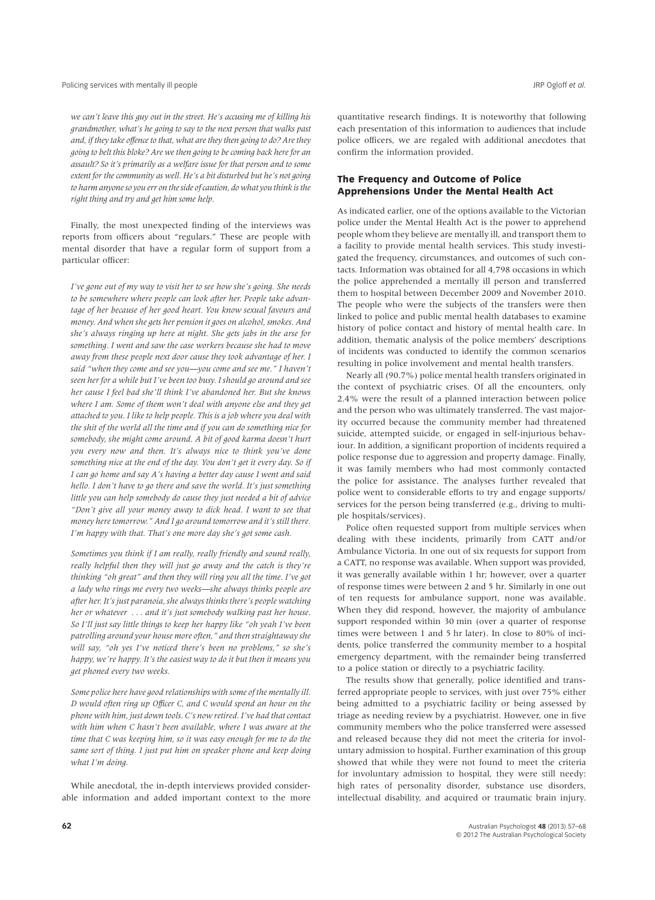*we can't leave this guy out in the street. He's accusing me of killing his grandmother, what's he going to say to the next person that walks past and, if they take offence to that, what are they then going to do? Are they going to belt this bloke? Are we then going to be coming back here for an assault? So it's primarily as a welfare issue for that person and to some extent for the community as well. He's a bit disturbed but he's not going to harm anyone so you err on the side of caution, do what you think is the right thing and try and get him some help.*

Finally, the most unexpected finding of the interviews was reports from officers about "regulars." These are people with mental disorder that have a regular form of support from a particular officer:

*I've gone out of my way to visit her to see how she's going. She needs to be somewhere where people can look after her. People take advantage of her because of her good heart. You know sexual favours and money. And when she gets her pension it goes on alcohol, smokes. And she's always ringing up here at night. She gets jabs in the arse for something. I went and saw the case workers because she had to move away from these people next door cause they took advantage of her. I said "when they come and see you—you come and see me." I haven't seen her for a while but I've been too busy. I should go around and see her cause I feel bad she'll think I've abandoned her. But she knows where I am. Some of them won't deal with anyone else and they get attached to you. I like to help people. This is a job where you deal with the shit of the world all the time and if you can do something nice for somebody, she might come around. A bit of good karma doesn't hurt you every now and then. It's always nice to think you've done something nice at the end of the day. You don't get it every day. So if I can go home and say A's having a better day cause I went and said hello. I don't have to go there and save the world. It's just something little you can help somebody do cause they just needed a bit of advice "Don't give all your money away to dick head. I want to see that money here tomorrow." And I go around tomorrow and it's still there. I'm happy with that. That's one more day she's got some cash.*

*Sometimes you think if I am really, really friendly and sound really, really helpful then they will just go away and the catch is they're thinking "oh great" and then they will ring you all the time. I've got a lady who rings me every two weeks—she always thinks people are after her. It's just paranoia, she always thinks there's people watching her or whatever . . . and it's just somebody walking past her house. So I'll just say little things to keep her happy like "oh yeah I've been patrolling around your house more often," and then straightaway she will say, "oh yes I've noticed there's been no problems," so she's happy, we're happy. It's the easiest way to do it but then it means you get phoned every two weeks.*

*Some police here have good relationships with some of the mentally ill. D would often ring up Officer C, and C would spend an hour on the phone with him, just down tools. C's now retired. I've had that contact with him when C hasn't been available, where I was aware at the time that C was keeping him, so it was easy enough for me to do the same sort of thing. I just put him on speaker phone and keep doing what I'm doing.*

While anecdotal, the in-depth interviews provided considerable information and added important context to the more quantitative research findings. It is noteworthy that following each presentation of this information to audiences that include police officers, we are regaled with additional anecdotes that confirm the information provided.

## The Frequency and Outcome of Police Apprehensions Under the Mental Health Act

As indicated earlier, one of the options available to the Victorian police under the Mental Health Act is the power to apprehend people whom they believe are mentally ill, and transport them to a facility to provide mental health services. This study investigated the frequency, circumstances, and outcomes of such contacts. Information was obtained for all 4,798 occasions in which the police apprehended a mentally ill person and transferred them to hospital between December 2009 and November 2010. The people who were the subjects of the transfers were then linked to police and public mental health databases to examine history of police contact and history of mental health care. In addition, thematic analysis of the police members' descriptions of incidents was conducted to identify the common scenarios resulting in police involvement and mental health transfers.

Nearly all (90.7%) police mental health transfers originated in the context of psychiatric crises. Of all the encounters, only 2.4% were the result of a planned interaction between police and the person who was ultimately transferred. The vast majority occurred because the community member had threatened suicide, attempted suicide, or engaged in self-injurious behaviour. In addition, a significant proportion of incidents required a police response due to aggression and property damage. Finally, it was family members who had most commonly contacted the police for assistance. The analyses further revealed that police went to considerable efforts to try and engage supports/services for the person being transferred (e.g., driving to multiple hospitals/services).

Police often requested support from multiple services when dealing with these incidents, primarily from CATT and/or Ambulance Victoria. In one out of six requests for support from a CATT, no response was available. When support was provided, it was generally available within 1 hr; however, over a quarter of response times were between 2 and 5 hr. Similarly in one out of ten requests for ambulance support, none was available. When they did respond, however, the majority of ambulance support responded within 30 min (over a quarter of response times were between 1 and 5 hr later). In close to 80% of incidents, police transferred the community member to a hospital emergency department, with the remainder being transferred to a police station or directly to a psychiatric facility.

The results show that generally, police identified and transferred appropriate people to services, with just over 75% either being admitted to a psychiatric facility or being assessed by triage as needing review by a psychiatrist. However, one in five community members who the police transferred were assessed and released because they did not meet the criteria for involuntary admission to hospital. Further examination of this group showed that while they were not found to meet the criteria for involuntary admission to hospital, they were still needy: high rates of personality disorder, substance use disorders, intellectual disability, and acquired or traumatic brain injury.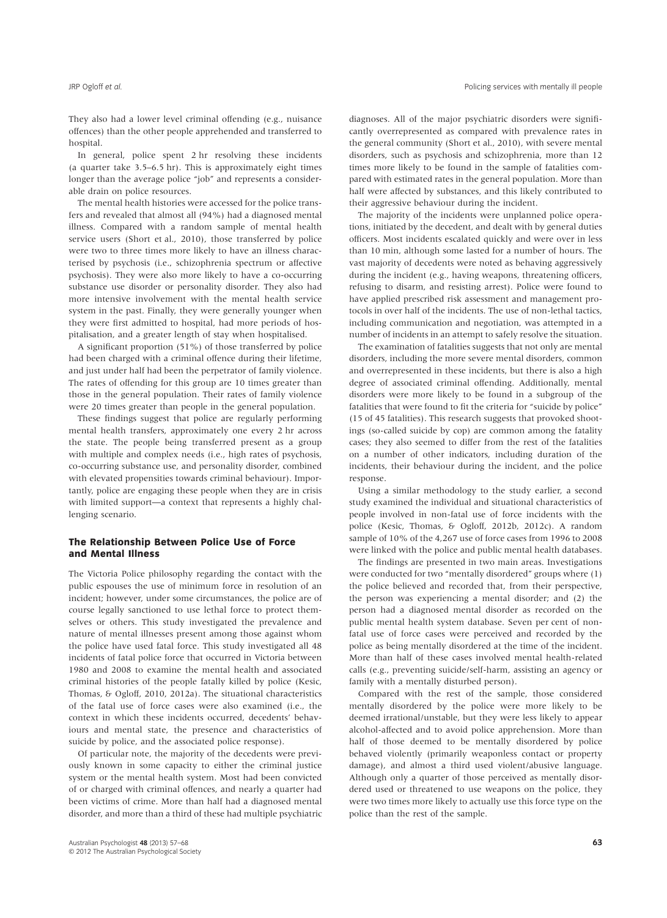They also had a lower level criminal offending (e.g., nuisance offences) than the other people apprehended and transferred to hospital.

In general, police spent 2 hr resolving these incidents (a quarter take 3.5–6.5 hr). This is approximately eight times longer than the average police "job" and represents a considerable drain on police resources.

The mental health histories were accessed for the police transfers and revealed that almost all (94%) had a diagnosed mental illness. Compared with a random sample of mental health service users (Short et al., 2010), those transferred by police were two to three times more likely to have an illness characterised by psychosis (i.e., schizophrenia spectrum or affective psychosis). They were also more likely to have a co-occurring substance use disorder or personality disorder. They also had more intensive involvement with the mental health service system in the past. Finally, they were generally younger when they were first admitted to hospital, had more periods of hospitalisation, and a greater length of stay when hospitalised.

A significant proportion (51%) of those transferred by police had been charged with a criminal offence during their lifetime, and just under half had been the perpetrator of family violence. The rates of offending for this group are 10 times greater than those in the general population. Their rates of family violence were 20 times greater than people in the general population.

These findings suggest that police are regularly performing mental health transfers, approximately one every 2 hr across the state. The people being transferred present as a group with multiple and complex needs (i.e., high rates of psychosis, co-occurring substance use, and personality disorder, combined with elevated propensities towards criminal behaviour). Importantly, police are engaging these people when they are in crisis with limited support—a context that represents a highly challenging scenario.

## The Relationship Between Police Use of Force and Mental Illness

The Victoria Police philosophy regarding the contact with the public espouses the use of minimum force in resolution of an incident; however, under some circumstances, the police are of course legally sanctioned to use lethal force to protect themselves or others. This study investigated the prevalence and nature of mental illnesses present among those against whom the police have used fatal force. This study investigated all 48 incidents of fatal police force that occurred in Victoria between 1980 and 2008 to examine the mental health and associated criminal histories of the people fatally killed by police (Kesic, Thomas, & Ogloff, 2010, 2012a). The situational characteristics of the fatal use of force cases were also examined (i.e., the context in which these incidents occurred, decedents' behaviours and mental state, the presence and characteristics of suicide by police, and the associated police response).

Of particular note, the majority of the decedents were previously known in some capacity to either the criminal justice system or the mental health system. Most had been convicted of or charged with criminal offences, and nearly a quarter had been victims of crime. More than half had a diagnosed mental disorder, and more than a third of these had multiple psychiatric diagnoses. All of the major psychiatric disorders were significantly overrepresented as compared with prevalence rates in the general community (Short et al., 2010), with severe mental disorders, such as psychosis and schizophrenia, more than 12 times more likely to be found in the sample of fatalities compared with estimated rates in the general population. More than half were affected by substances, and this likely contributed to their aggressive behaviour during the incident.

The majority of the incidents were unplanned police operations, initiated by the decedent, and dealt with by general duties officers. Most incidents escalated quickly and were over in less than 10 min, although some lasted for a number of hours. The vast majority of decedents were noted as behaving aggressively during the incident (e.g., having weapons, threatening officers, refusing to disarm, and resisting arrest). Police were found to have applied prescribed risk assessment and management protocols in over half of the incidents. The use of non-lethal tactics, including communication and negotiation, was attempted in a number of incidents in an attempt to safely resolve the situation.

The examination of fatalities suggests that not only are mental disorders, including the more severe mental disorders, common and overrepresented in these incidents, but there is also a high degree of associated criminal offending. Additionally, mental disorders were more likely to be found in a subgroup of the fatalities that were found to fit the criteria for "suicide by police" (15 of 45 fatalities). This research suggests that provoked shootings (so-called suicide by cop) are common among the fatality cases; they also seemed to differ from the rest of the fatalities on a number of other indicators, including duration of the incidents, their behaviour during the incident, and the police response.

Using a similar methodology to the study earlier, a second study examined the individual and situational characteristics of people involved in non-fatal use of force incidents with the police (Kesic, Thomas, & Ogloff, 2012b, 2012c). A random sample of 10% of the 4,267 use of force cases from 1996 to 2008 were linked with the police and public mental health databases.

The findings are presented in two main areas. Investigations were conducted for two "mentally disordered" groups where (1) the police believed and recorded that, from their perspective, the person was experiencing a mental disorder; and (2) the person had a diagnosed mental disorder as recorded on the public mental health system database. Seven per cent of non-fatal use of force cases were perceived and recorded by the police as being mentally disordered at the time of the incident. More than half of these cases involved mental health-related calls (e.g., preventing suicide/self-harm, assisting an agency or family with a mentally disturbed person).

Compared with the rest of the sample, those considered mentally disordered by the police were more likely to be deemed irrational/unstable, but they were less likely to appear alcohol-affected and to avoid police apprehension. More than half of those deemed to be mentally disordered by police behaved violently (primarily weaponless contact or property damage), and almost a third used violent/abusive language. Although only a quarter of those perceived as mentally disordered used or threatened to use weapons on the police, they were two times more likely to actually use this force type on the police than the rest of the sample.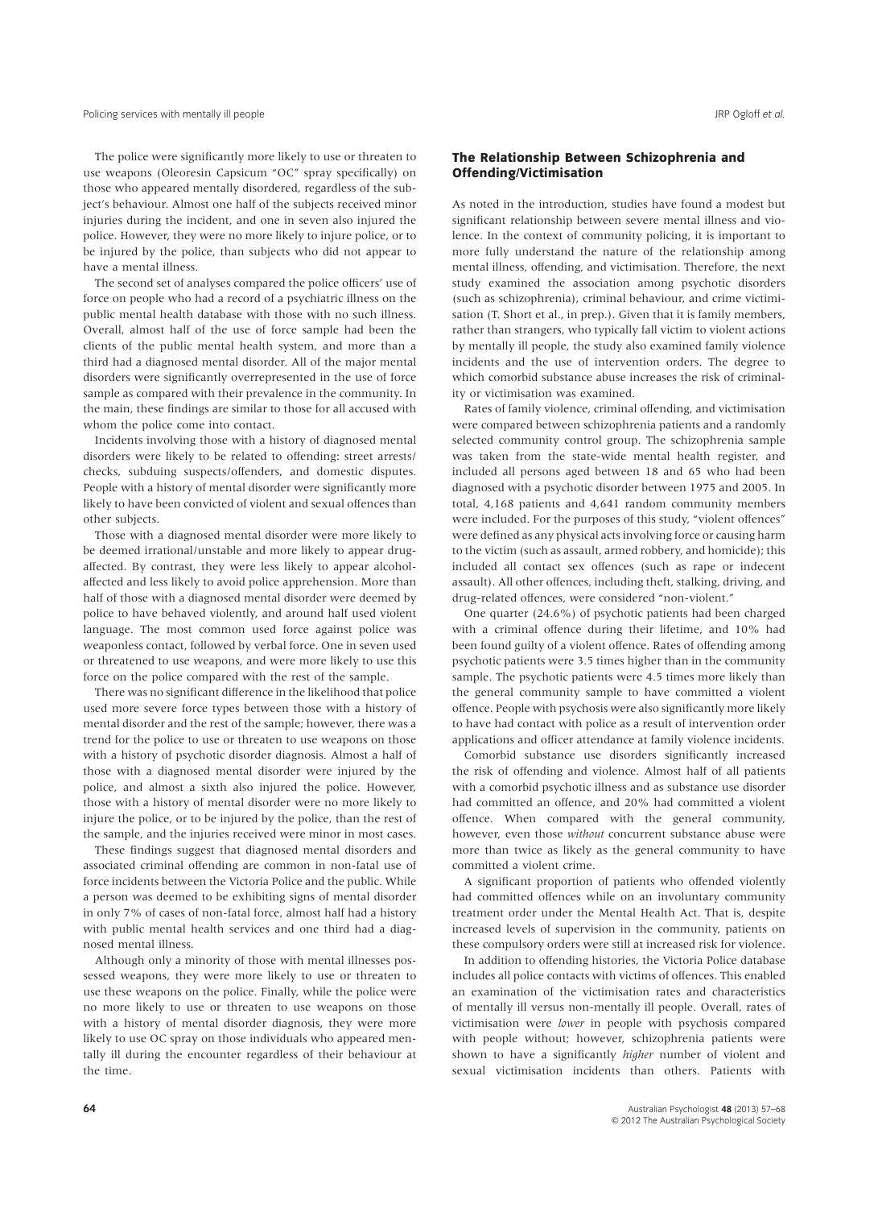The police were significantly more likely to use or threaten to use weapons (Oleoresin Capsicum "OC" spray specifically) on those who appeared mentally disordered, regardless of the subject's behaviour. Almost one half of the subjects received minor injuries during the incident, and one in seven also injured the police. However, they were no more likely to injure police, or to be injured by the police, than subjects who did not appear to have a mental illness.

The second set of analyses compared the police officers' use of force on people who had a record of a psychiatric illness on the public mental health database with those with no such illness. Overall, almost half of the use of force sample had been the clients of the public mental health system, and more than a third had a diagnosed mental disorder. All of the major mental disorders were significantly overrepresented in the use of force sample as compared with their prevalence in the community. In the main, these findings are similar to those for all accused with whom the police come into contact.

Incidents involving those with a history of diagnosed mental disorders were likely to be related to offending: street arrests/checks, subduing suspects/offenders, and domestic disputes. People with a history of mental disorder were significantly more likely to have been convicted of violent and sexual offences than other subjects.

Those with a diagnosed mental disorder were more likely to be deemed irrational/unstable and more likely to appear drug-affected. By contrast, they were less likely to appear alcohol-affected and less likely to avoid police apprehension. More than half of those with a diagnosed mental disorder were deemed by police to have behaved violently, and around half used violent language. The most common used force against police was weaponless contact, followed by verbal force. One in seven used or threatened to use weapons, and were more likely to use this force on the police compared with the rest of the sample.

There was no significant difference in the likelihood that police used more severe force types between those with a history of mental disorder and the rest of the sample; however, there was a trend for the police to use or threaten to use weapons on those with a history of psychotic disorder diagnosis. Almost a half of those with a diagnosed mental disorder were injured by the police, and almost a sixth also injured the police. However, those with a history of mental disorder were no more likely to injure the police, or to be injured by the police, than the rest of the sample, and the injuries received were minor in most cases.

These findings suggest that diagnosed mental disorders and associated criminal offending are common in non-fatal use of force incidents between the Victoria Police and the public. While a person was deemed to be exhibiting signs of mental disorder in only 7% of cases of non-fatal force, almost half had a history with public mental health services and one third had a diagnosed mental illness.

Although only a minority of those with mental illnesses possessed weapons, they were more likely to use or threaten to use these weapons on the police. Finally, while the police were no more likely to use or threaten to use weapons on those with a history of mental disorder diagnosis, they were more likely to use OC spray on those individuals who appeared mentally ill during the encounter regardless of their behaviour at the time.

## The Relationship Between Schizophrenia and Offending/Victimisation

As noted in the introduction, studies have found a modest but significant relationship between severe mental illness and violence. In the context of community policing, it is important to more fully understand the nature of the relationship among mental illness, offending, and victimisation. Therefore, the next study examined the association among psychotic disorders (such as schizophrenia), criminal behaviour, and crime victimisation (T. Short et al., in prep.). Given that it is family members, rather than strangers, who typically fall victim to violent actions by mentally ill people, the study also examined family violence incidents and the use of intervention orders. The degree to which comorbid substance abuse increases the risk of criminality or victimisation was examined.

Rates of family violence, criminal offending, and victimisation were compared between schizophrenia patients and a randomly selected community control group. The schizophrenia sample was taken from the state-wide mental health register, and included all persons aged between 18 and 65 who had been diagnosed with a psychotic disorder between 1975 and 2005. In total, 4,168 patients and 4,641 random community members were included. For the purposes of this study, "violent offences" were defined as any physical acts involving force or causing harm to the victim (such as assault, armed robbery, and homicide); this included all contact sex offences (such as rape or indecent assault). All other offences, including theft, stalking, driving, and drug-related offences, were considered "non-violent."

One quarter (24.6%) of psychotic patients had been charged with a criminal offence during their lifetime, and 10% had been found guilty of a violent offence. Rates of offending among psychotic patients were 3.5 times higher than in the community sample. The psychotic patients were 4.5 times more likely than the general community sample to have committed a violent offence. People with psychosis were also significantly more likely to have had contact with police as a result of intervention order applications and officer attendance at family violence incidents.

Comorbid substance use disorders significantly increased the risk of offending and violence. Almost half of all patients with a comorbid psychotic illness and as substance use disorder had committed an offence, and 20% had committed a violent offence. When compared with the general community, however, even those *without* concurrent substance abuse were more than twice as likely as the general community to have committed a violent crime.

A significant proportion of patients who offended violently had committed offences while on an involuntary community treatment order under the Mental Health Act. That is, despite increased levels of supervision in the community, patients on these compulsory orders were still at increased risk for violence.

In addition to offending histories, the Victoria Police database includes all police contacts with victims of offences. This enabled an examination of the victimisation rates and characteristics of mentally ill versus non-mentally ill people. Overall, rates of victimisation were *lower* in people with psychosis compared with people without; however, schizophrenia patients were shown to have a significantly *higher* number of violent and sexual victimisation incidents than others. Patients with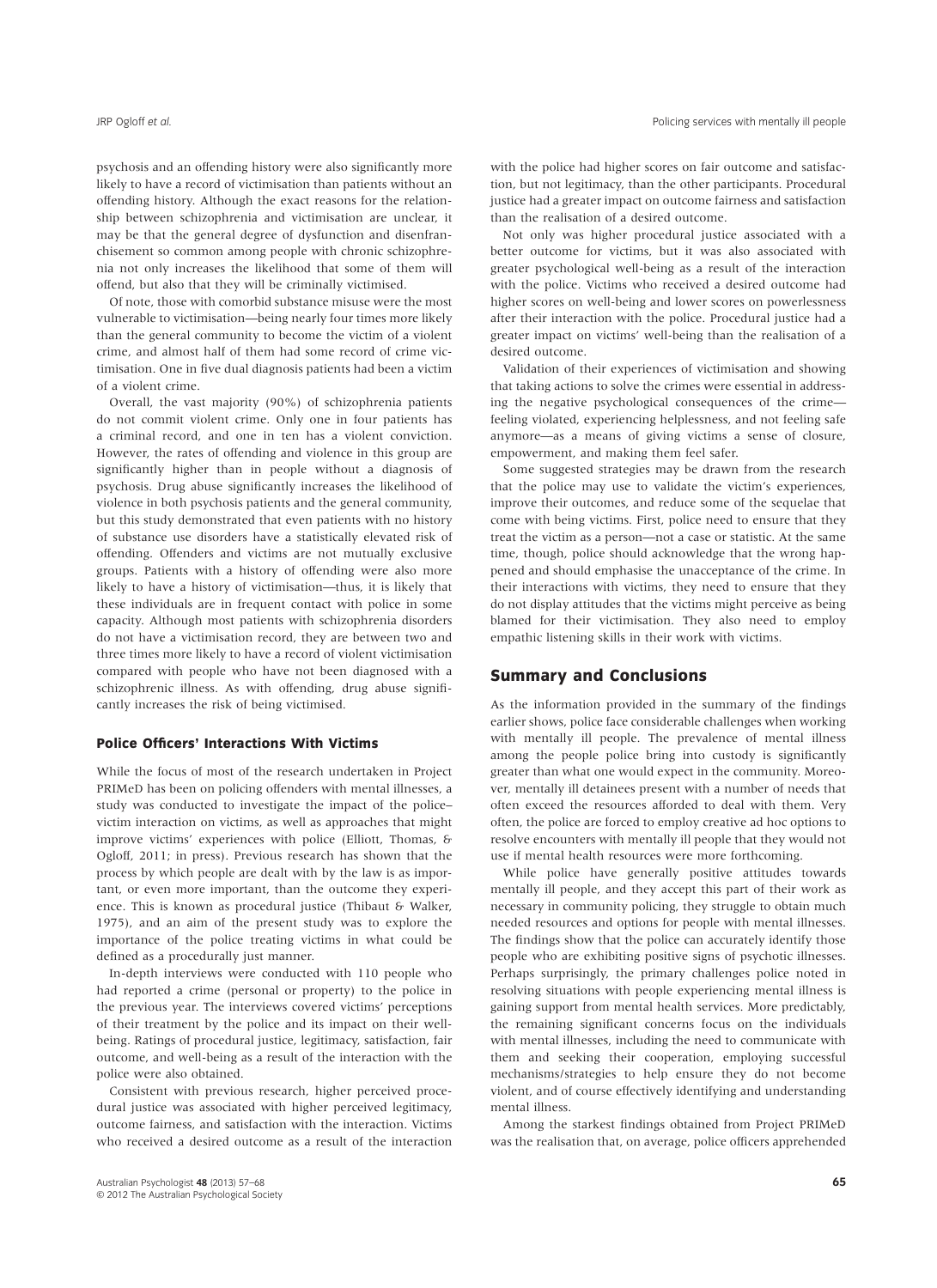psychosis and an offending history were also significantly more likely to have a record of victimisation than patients without an offending history. Although the exact reasons for the relationship between schizophrenia and victimisation are unclear, it may be that the general degree of dysfunction and disenfranchisement so common among people with chronic schizophrenia not only increases the likelihood that some of them will offend, but also that they will be criminally victimised.

Of note, those with comorbid substance misuse were the most vulnerable to victimisation—being nearly four times more likely than the general community to become the victim of a violent crime, and almost half of them had some record of crime victimisation. One in five dual diagnosis patients had been a victim of a violent crime.

Overall, the vast majority (90%) of schizophrenia patients do not commit violent crime. Only one in four patients has a criminal record, and one in ten has a violent conviction. However, the rates of offending and violence in this group are significantly higher than in people without a diagnosis of psychosis. Drug abuse significantly increases the likelihood of violence in both psychosis patients and the general community, but this study demonstrated that even patients with no history of substance use disorders have a statistically elevated risk of offending. Offenders and victims are not mutually exclusive groups. Patients with a history of offending were also more likely to have a history of victimisation—thus, it is likely that these individuals are in frequent contact with police in some capacity. Although most patients with schizophrenia disorders do not have a victimisation record, they are between two and three times more likely to have a record of violent victimisation compared with people who have not been diagnosed with a schizophrenic illness. As with offending, drug abuse significantly increases the risk of being victimised.

### Police Officers' Interactions With Victims

While the focus of most of the research undertaken in Project PRIMeD has been on policing offenders with mental illnesses, a study was conducted to investigate the impact of the police–victim interaction on victims, as well as approaches that might improve victims' experiences with police (Elliott, Thomas, & Ogloff, 2011; in press). Previous research has shown that the process by which people are dealt with by the law is as important, or even more important, than the outcome they experience. This is known as procedural justice (Thibaut & Walker, 1975), and an aim of the present study was to explore the importance of the police treating victims in what could be defined as a procedurally just manner.

In-depth interviews were conducted with 110 people who had reported a crime (personal or property) to the police in the previous year. The interviews covered victims' perceptions of their treatment by the police and its impact on their well-being. Ratings of procedural justice, legitimacy, satisfaction, fair outcome, and well-being as a result of the interaction with the police were also obtained.

Consistent with previous research, higher perceived procedural justice was associated with higher perceived legitimacy, outcome fairness, and satisfaction with the interaction. Victims who received a desired outcome as a result of the interaction with the police had higher scores on fair outcome and satisfaction, but not legitimacy, than the other participants. Procedural justice had a greater impact on outcome fairness and satisfaction than the realisation of a desired outcome.

Not only was higher procedural justice associated with a better outcome for victims, but it was also associated with greater psychological well-being as a result of the interaction with the police. Victims who received a desired outcome had higher scores on well-being and lower scores on powerlessness after their interaction with the police. Procedural justice had a greater impact on victims' well-being than the realisation of a desired outcome.

Validation of their experiences of victimisation and showing that taking actions to solve the crimes were essential in addressing the negative psychological consequences of the crime—feeling violated, experiencing helplessness, and not feeling safe anymore—as a means of giving victims a sense of closure, empowerment, and making them feel safer.

Some suggested strategies may be drawn from the research that the police may use to validate the victim's experiences, improve their outcomes, and reduce some of the sequelae that come with being victims. First, police need to ensure that they treat the victim as a person—not a case or statistic. At the same time, though, police should acknowledge that the wrong happened and should emphasise the unacceptance of the crime. In their interactions with victims, they need to ensure that they do not display attitudes that the victims might perceive as being blamed for their victimisation. They also need to employ empathic listening skills in their work with victims.

## Summary and Conclusions

As the information provided in the summary of the findings earlier shows, police face considerable challenges when working with mentally ill people. The prevalence of mental illness among the people police bring into custody is significantly greater than what one would expect in the community. Moreover, mentally ill detainees present with a number of needs that often exceed the resources afforded to deal with them. Very often, the police are forced to employ creative ad hoc options to resolve encounters with mentally ill people that they would not use if mental health resources were more forthcoming.

While police have generally positive attitudes towards mentally ill people, and they accept this part of their work as necessary in community policing, they struggle to obtain much needed resources and options for people with mental illnesses. The findings show that the police can accurately identify those people who are exhibiting positive signs of psychotic illnesses. Perhaps surprisingly, the primary challenges police noted in resolving situations with people experiencing mental illness is gaining support from mental health services. More predictably, the remaining significant concerns focus on the individuals with mental illnesses, including the need to communicate with them and seeking their cooperation, employing successful mechanisms/strategies to help ensure they do not become violent, and of course effectively identifying and understanding mental illness.

Among the starkest findings obtained from Project PRIMeD was the realisation that, on average, police officers apprehended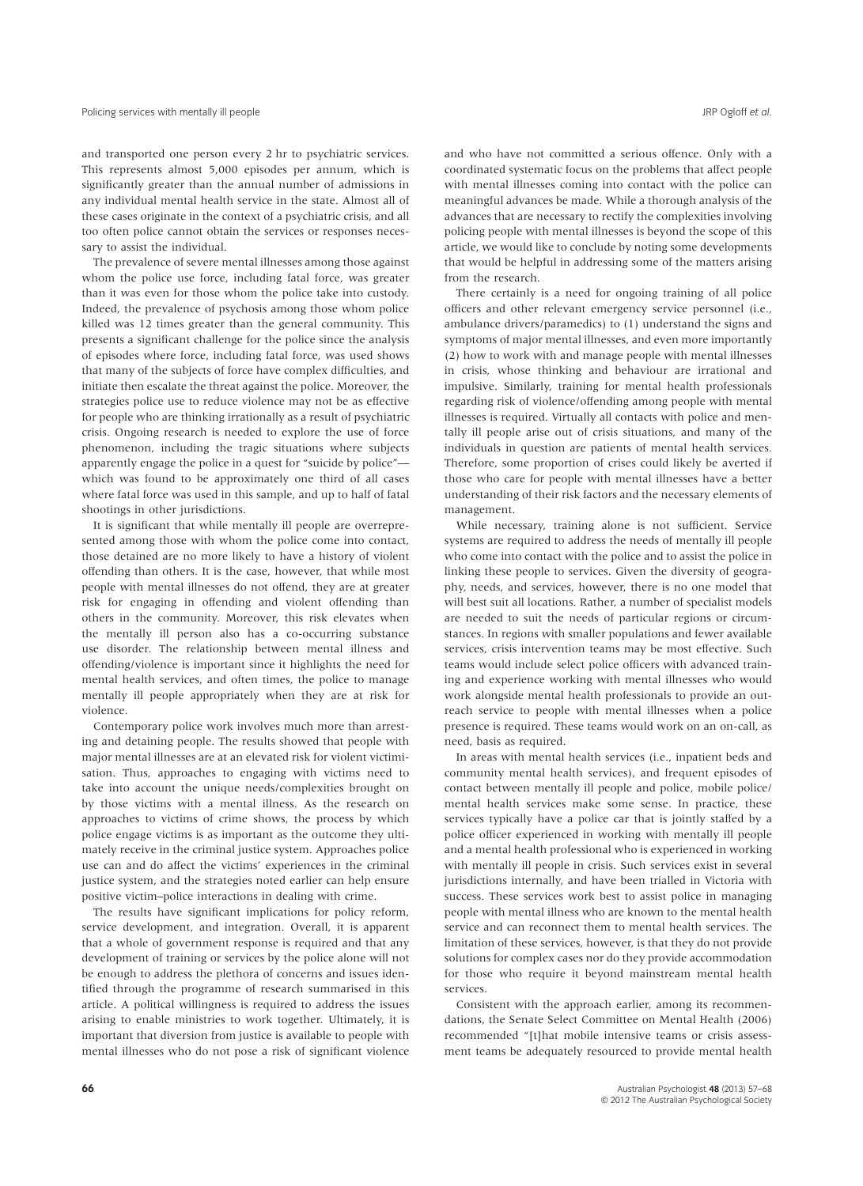and transported one person every 2 hr to psychiatric services. This represents almost 5,000 episodes per annum, which is significantly greater than the annual number of admissions in any individual mental health service in the state. Almost all of these cases originate in the context of a psychiatric crisis, and all too often police cannot obtain the services or responses necessary to assist the individual.

The prevalence of severe mental illnesses among those against whom the police use force, including fatal force, was greater than it was even for those whom the police take into custody. Indeed, the prevalence of psychosis among those whom police killed was 12 times greater than the general community. This presents a significant challenge for the police since the analysis of episodes where force, including fatal force, was used shows that many of the subjects of force have complex difficulties, and initiate then escalate the threat against the police. Moreover, the strategies police use to reduce violence may not be as effective for people who are thinking irrationally as a result of psychiatric crisis. Ongoing research is needed to explore the use of force phenomenon, including the tragic situations where subjects apparently engage the police in a quest for "suicide by police"—which was found to be approximately one third of all cases where fatal force was used in this sample, and up to half of fatal shootings in other jurisdictions.

It is significant that while mentally ill people are overrepresented among those with whom the police come into contact, those detained are no more likely to have a history of violent offending than others. It is the case, however, that while most people with mental illnesses do not offend, they are at greater risk for engaging in offending and violent offending than others in the community. Moreover, this risk elevates when the mentally ill person also has a co-occurring substance use disorder. The relationship between mental illness and offending/violence is important since it highlights the need for mental health services, and often times, the police to manage mentally ill people appropriately when they are at risk for violence.

Contemporary police work involves much more than arresting and detaining people. The results showed that people with major mental illnesses are at an elevated risk for violent victimisation. Thus, approaches to engaging with victims need to take into account the unique needs/complexities brought on by those victims with a mental illness. As the research on approaches to victims of crime shows, the process by which police engage victims is as important as the outcome they ultimately receive in the criminal justice system. Approaches police use can and do affect the victims' experiences in the criminal justice system, and the strategies noted earlier can help ensure positive victim–police interactions in dealing with crime.

The results have significant implications for policy reform, service development, and integration. Overall, it is apparent that a whole of government response is required and that any development of training or services by the police alone will not be enough to address the plethora of concerns and issues identified through the programme of research summarised in this article. A political willingness is required to address the issues arising to enable ministries to work together. Ultimately, it is important that diversion from justice is available to people with mental illnesses who do not pose a risk of significant violence and who have not committed a serious offence. Only with a coordinated systematic focus on the problems that affect people with mental illnesses coming into contact with the police can meaningful advances be made. While a thorough analysis of the advances that are necessary to rectify the complexities involving policing people with mental illnesses is beyond the scope of this article, we would like to conclude by noting some developments that would be helpful in addressing some of the matters arising from the research.

There certainly is a need for ongoing training of all police officers and other relevant emergency service personnel (i.e., ambulance drivers/paramedics) to (1) understand the signs and symptoms of major mental illnesses, and even more importantly (2) how to work with and manage people with mental illnesses in crisis, whose thinking and behaviour are irrational and impulsive. Similarly, training for mental health professionals regarding risk of violence/offending among people with mental illnesses is required. Virtually all contacts with police and mentally ill people arise out of crisis situations, and many of the individuals in question are patients of mental health services. Therefore, some proportion of crises could likely be averted if those who care for people with mental illnesses have a better understanding of their risk factors and the necessary elements of management.

While necessary, training alone is not sufficient. Service systems are required to address the needs of mentally ill people who come into contact with the police and to assist the police in linking these people to services. Given the diversity of geography, needs, and services, however, there is no one model that will best suit all locations. Rather, a number of specialist models are needed to suit the needs of particular regions or circumstances. In regions with smaller populations and fewer available services, crisis intervention teams may be most effective. Such teams would include select police officers with advanced training and experience working with mental illnesses who would work alongside mental health professionals to provide an outreach service to people with mental illnesses when a police presence is required. These teams would work on an on-call, as need, basis as required.

In areas with mental health services (i.e., inpatient beds and community mental health services), and frequent episodes of contact between mentally ill people and police, mobile police/mental health services make some sense. In practice, these services typically have a police car that is jointly staffed by a police officer experienced in working with mentally ill people and a mental health professional who is experienced in working with mentally ill people in crisis. Such services exist in several jurisdictions internally, and have been trialled in Victoria with success. These services work best to assist police in managing people with mental illness who are known to the mental health service and can reconnect them to mental health services. The limitation of these services, however, is that they do not provide solutions for complex cases nor do they provide accommodation for those who require it beyond mainstream mental health services.

Consistent with the approach earlier, among its recommendations, the Senate Select Committee on Mental Health (2006) recommended "[t]hat mobile intensive teams or crisis assessment teams be adequately resourced to provide mental health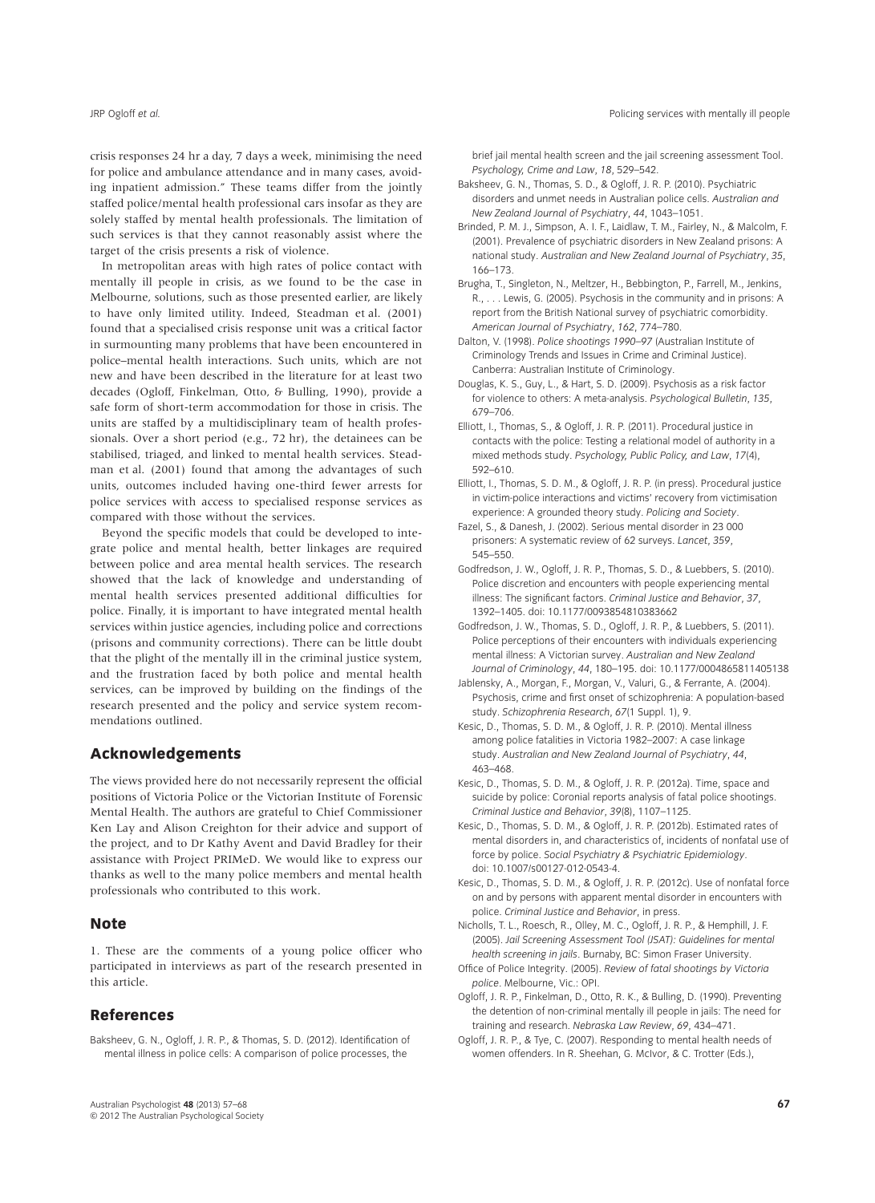crisis responses 24 hr a day, 7 days a week, minimising the need for police and ambulance attendance and in many cases, avoiding inpatient admission." These teams differ from the jointly staffed police/mental health professional cars insofar as they are solely staffed by mental health professionals. The limitation of such services is that they cannot reasonably assist where the target of the crisis presents a risk of violence.

In metropolitan areas with high rates of police contact with mentally ill people in crisis, as we found to be the case in Melbourne, solutions, such as those presented earlier, are likely to have only limited utility. Indeed, Steadman et al. (2001) found that a specialised crisis response unit was a critical factor in surmounting many problems that have been encountered in police–mental health interactions. Such units, which are not new and have been described in the literature for at least two decades (Ogloff, Finkelman, Otto, & Bulling, 1990), provide a safe form of short-term accommodation for those in crisis. The units are staffed by a multidisciplinary team of health professionals. Over a short period (e.g., 72 hr), the detainees can be stabilised, triaged, and linked to mental health services. Steadman et al. (2001) found that among the advantages of such units, outcomes included having one-third fewer arrests for police services with access to specialised response services as compared with those without the services.

Beyond the specific models that could be developed to integrate police and mental health, better linkages are required between police and area mental health services. The research showed that the lack of knowledge and understanding of mental health services presented additional difficulties for police. Finally, it is important to have integrated mental health services within justice agencies, including police and corrections (prisons and community corrections). There can be little doubt that the plight of the mentally ill in the criminal justice system, and the frustration faced by both police and mental health services, can be improved by building on the findings of the research presented and the policy and service system recommendations outlined.

## Acknowledgements

The views provided here do not necessarily represent the official positions of Victoria Police or the Victorian Institute of Forensic Mental Health. The authors are grateful to Chief Commissioner Ken Lay and Alison Creighton for their advice and support of the project, and to Dr Kathy Avent and David Bradley for their assistance with Project PRIMeD. We would like to express our thanks as well to the many police members and mental health professionals who contributed to this work.

## Note

1. These are the comments of a young police officer who participated in interviews as part of the research presented in this article.

## References

Baksheev, G. N., Ogloff, J. R. P., & Thomas, S. D. (2012). Identification of mental illness in police cells: A comparison of police processes, the brief jail mental health screen and the jail screening assessment Tool. *Psychology, Crime and Law*, *18*, 529–542.

Baksheev, G. N., Thomas, S. D., & Ogloff, J. R. P. (2010). Psychiatric disorders and unmet needs in Australian police cells. *Australian and New Zealand Journal of Psychiatry*, *44*, 1043–1051.

Brinded, P. M. J., Simpson, A. I. F., Laidlaw, T. M., Fairley, N., & Malcolm, F. (2001). Prevalence of psychiatric disorders in New Zealand prisons: A national study. *Australian and New Zealand Journal of Psychiatry*, *35*, 166–173.

Brugha, T., Singleton, N., Meltzer, H., Bebbington, P., Farrell, M., Jenkins, R., . . . Lewis, G. (2005). Psychosis in the community and in prisons: A report from the British National survey of psychiatric comorbidity. *American Journal of Psychiatry*, *162*, 774–780.

Dalton, V. (1998). *Police shootings 1990–97* (Australian Institute of Criminology Trends and Issues in Crime and Criminal Justice). Canberra: Australian Institute of Criminology.

Douglas, K. S., Guy, L., & Hart, S. D. (2009). Psychosis as a risk factor for violence to others: A meta-analysis. *Psychological Bulletin*, *135*, 679–706.

Elliott, I., Thomas, S., & Ogloff, J. R. P. (2011). Procedural justice in contacts with the police: Testing a relational model of authority in a mixed methods study. *Psychology, Public Policy, and Law*, *17*(4), 592–610.

Elliott, I., Thomas, S. D. M., & Ogloff, J. R. P. (in press). Procedural justice in victim-police interactions and victims' recovery from victimisation experience: A grounded theory study. *Policing and Society*.

Fazel, S., & Danesh, J. (2002). Serious mental disorder in 23 000 prisoners: A systematic review of 62 surveys. *Lancet*, *359*, 545–550.

Godfredson, J. W., Ogloff, J. R. P., Thomas, S. D., & Luebbers, S. (2010). Police discretion and encounters with people experiencing mental illness: The significant factors. *Criminal Justice and Behavior*, *37*, 1392–1405. doi: 10.1177/0093854810383662

Godfredson, J. W., Thomas, S. D., Ogloff, J. R. P., & Luebbers, S. (2011). Police perceptions of their encounters with individuals experiencing mental illness: A Victorian survey. *Australian and New Zealand Journal of Criminology*, *44*, 180–195. doi: 10.1177/0004865811405138

Jablensky, A., Morgan, F., Morgan, V., Valuri, G., & Ferrante, A. (2004). Psychosis, crime and first onset of schizophrenia: A population-based study. *Schizophrenia Research*, *67*(1 Suppl. 1), 9.

Kesic, D., Thomas, S. D. M., & Ogloff, J. R. P. (2010). Mental illness among police fatalities in Victoria 1982–2007: A case linkage study. *Australian and New Zealand Journal of Psychiatry*, *44*, 463–468.

Kesic, D., Thomas, S. D. M., & Ogloff, J. R. P. (2012a). Time, space and suicide by police: Coronial reports analysis of fatal police shootings. *Criminal Justice and Behavior*, *39*(8), 1107–1125.

Kesic, D., Thomas, S. D. M., & Ogloff, J. R. P. (2012b). Estimated rates of mental disorders in, and characteristics of, incidents of nonfatal use of force by police. *Social Psychiatry & Psychiatric Epidemiology*. doi: 10.1007/s00127-012-0543-4.

Kesic, D., Thomas, S. D. M., & Ogloff, J. R. P. (2012c). Use of nonfatal force on and by persons with apparent mental disorder in encounters with police. *Criminal Justice and Behavior*, in press.

Nicholls, T. L., Roesch, R., Olley, M. C., Ogloff, J. R. P., & Hemphill, J. F. (2005). *Jail Screening Assessment Tool (JSAT): Guidelines for mental health screening in jails*. Burnaby, BC: Simon Fraser University.

Office of Police Integrity. (2005). *Review of fatal shootings by Victoria police*. Melbourne, Vic.: OPI.

Ogloff, J. R. P., Finkelman, D., Otto, R. K., & Bulling, D. (1990). Preventing the detention of non-criminal mentally ill people in jails: The need for training and research. *Nebraska Law Review*, *69*, 434–471.

Ogloff, J. R. P., & Tye, C. (2007). Responding to mental health needs of women offenders. In R. Sheehan, G. McIvor, & C. Trotter (Eds.),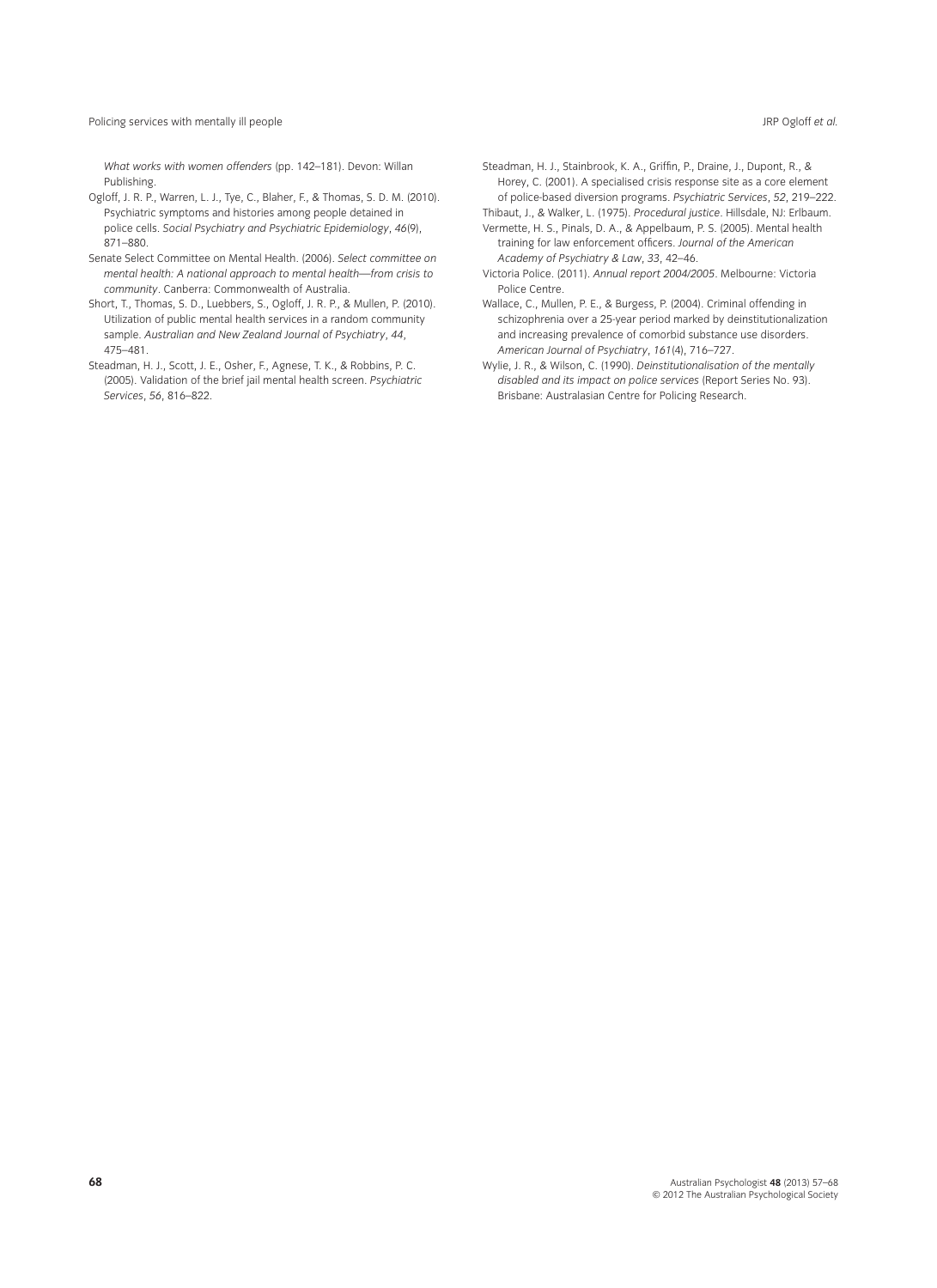*What works with women offenders* (pp. 142–181). Devon: Willan Publishing.

Ogloff, J. R. P., Warren, L. J., Tye, C., Blaher, F., & Thomas, S. D. M. (2010). Psychiatric symptoms and histories among people detained in police cells. *Social Psychiatry and Psychiatric Epidemiology*, *46*(9), 871–880.

Senate Select Committee on Mental Health. (2006). *Select committee on mental health: A national approach to mental health—from crisis to community*. Canberra: Commonwealth of Australia.

Short, T., Thomas, S. D., Luebbers, S., Ogloff, J. R. P., & Mullen, P. (2010). Utilization of public mental health services in a random community sample. *Australian and New Zealand Journal of Psychiatry*, *44*, 475–481.

Steadman, H. J., Scott, J. E., Osher, F., Agnese, T. K., & Robbins, P. C. (2005). Validation of the brief jail mental health screen. *Psychiatric Services*, *56*, 816–822.

Steadman, H. J., Stainbrook, K. A., Griffin, P., Draine, J., Dupont, R., & Horey, C. (2001). A specialised crisis response site as a core element of police-based diversion programs. *Psychiatric Services*, *52*, 219–222.

Thibaut, J., & Walker, L. (1975). *Procedural justice*. Hillsdale, NJ: Erlbaum.

Vermette, H. S., Pinals, D. A., & Appelbaum, P. S. (2005). Mental health training for law enforcement officers. *Journal of the American Academy of Psychiatry & Law*, *33*, 42–46.

Victoria Police. (2011). *Annual report 2004/2005*. Melbourne: Victoria Police Centre.

Wallace, C., Mullen, P. E., & Burgess, P. (2004). Criminal offending in schizophrenia over a 25-year period marked by deinstitutionalization and increasing prevalence of comorbid substance use disorders. *American Journal of Psychiatry*, *161*(4), 716–727.

Wylie, J. R., & Wilson, C. (1990). *Deinstitutionalisation of the mentally disabled and its impact on police services* (Report Series No. 93). Brisbane: Australasian Centre for Policing Research.